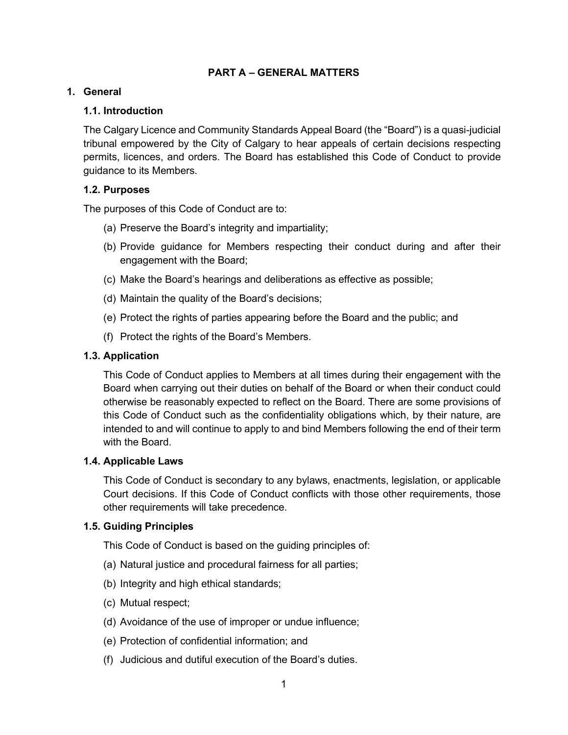# PART A – GENERAL MATTERS

## 1. General

### 1.1. Introduction

The Calgary Licence and Community Standards Appeal Board (the "Board") is a quasi-judicial tribunal empowered by the City of Calgary to hear appeals of certain decisions respecting permits, licences, and orders. The Board has established this Code of Conduct to provide guidance to its Members.

### 1.2. Purposes

The purposes of this Code of Conduct are to:

(a) Preserve the Board's integrity and impartiality;

(b) Provide guidance for Members respecting their conduct during and after their engagement with the Board;

(c) Make the Board's hearings and deliberations as effective as possible;

(d) Maintain the quality of the Board's decisions;

(e) Protect the rights of parties appearing before the Board and the public; and

(f) Protect the rights of the Board's Members.

### 1.3. Application

This Code of Conduct applies to Members at all times during their engagement with the Board when carrying out their duties on behalf of the Board or when their conduct could otherwise be reasonably expected to reflect on the Board. There are some provisions of this Code of Conduct such as the confidentiality obligations which, by their nature, are intended to and will continue to apply to and bind Members following the end of their term with the Board.

### 1.4. Applicable Laws

This Code of Conduct is secondary to any bylaws, enactments, legislation, or applicable Court decisions. If this Code of Conduct conflicts with those other requirements, those other requirements will take precedence.

### 1.5. Guiding Principles

This Code of Conduct is based on the guiding principles of:

(a) Natural justice and procedural fairness for all parties;

(b) Integrity and high ethical standards;

(c) Mutual respect;

(d) Avoidance of the use of improper or undue influence;

(e) Protection of confidential information; and

(f) Judicious and dutiful execution of the Board's duties.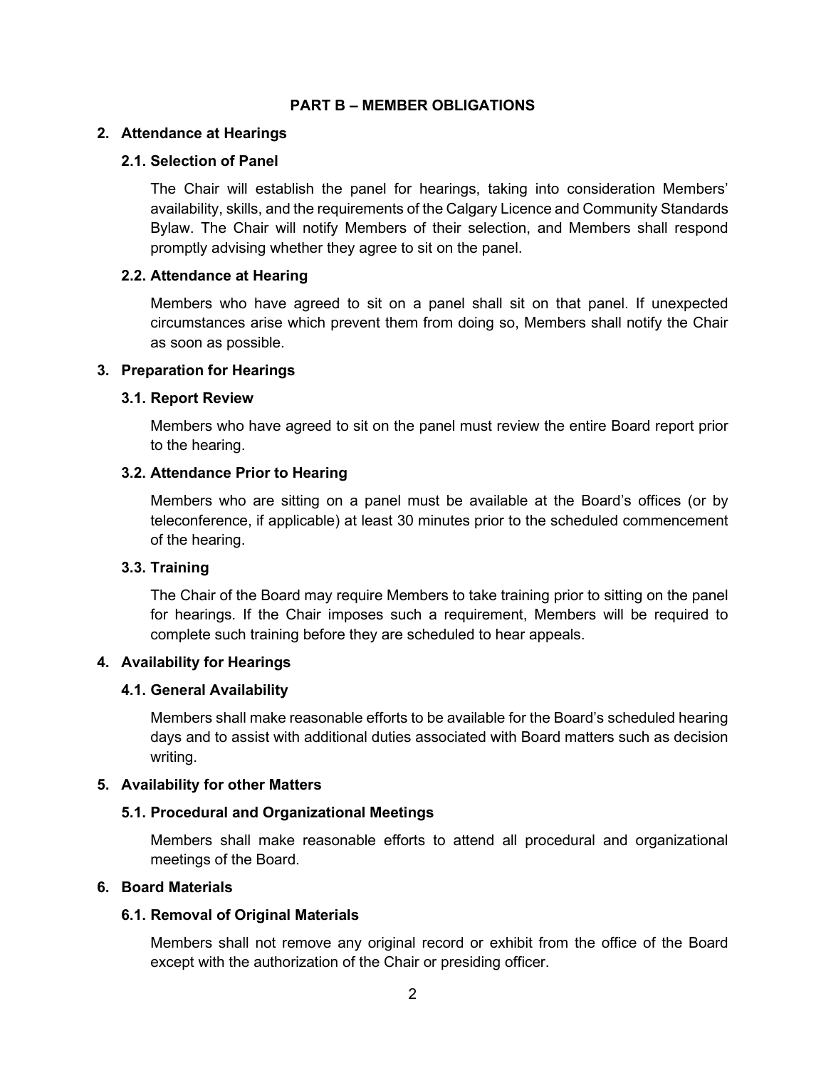## PART B – MEMBER OBLIGATIONS

### 2. Attendance at Hearings

#### 2.1. Selection of Panel

The Chair will establish the panel for hearings, taking into consideration Members' availability, skills, and the requirements of the Calgary Licence and Community Standards Bylaw. The Chair will notify Members of their selection, and Members shall respond promptly advising whether they agree to sit on the panel.

#### 2.2. Attendance at Hearing

Members who have agreed to sit on a panel shall sit on that panel. If unexpected circumstances arise which prevent them from doing so, Members shall notify the Chair as soon as possible.

### 3. Preparation for Hearings

#### 3.1. Report Review

Members who have agreed to sit on the panel must review the entire Board report prior to the hearing.

#### 3.2. Attendance Prior to Hearing

Members who are sitting on a panel must be available at the Board's offices (or by teleconference, if applicable) at least 30 minutes prior to the scheduled commencement of the hearing.

#### 3.3. Training

The Chair of the Board may require Members to take training prior to sitting on the panel for hearings. If the Chair imposes such a requirement, Members will be required to complete such training before they are scheduled to hear appeals.

### 4. Availability for Hearings

#### 4.1. General Availability

Members shall make reasonable efforts to be available for the Board's scheduled hearing days and to assist with additional duties associated with Board matters such as decision writing.

### 5. Availability for other Matters

#### 5.1. Procedural and Organizational Meetings

Members shall make reasonable efforts to attend all procedural and organizational meetings of the Board.

### 6. Board Materials

#### 6.1. Removal of Original Materials

Members shall not remove any original record or exhibit from the office of the Board except with the authorization of the Chair or presiding officer.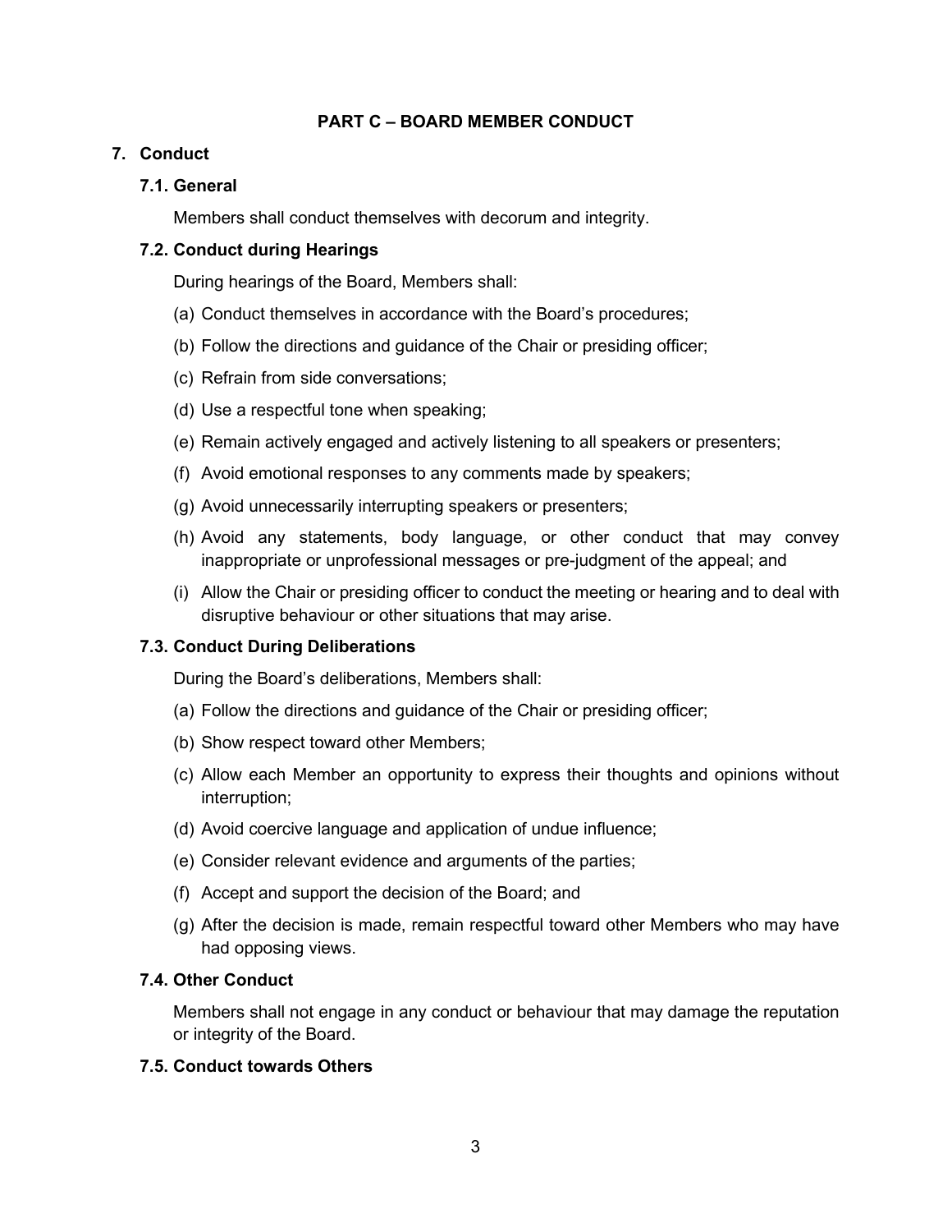## PART C – BOARD MEMBER CONDUCT

### 7. Conduct

#### 7.1. General

Members shall conduct themselves with decorum and integrity.

#### 7.2. Conduct during Hearings

During hearings of the Board, Members shall:

(a) Conduct themselves in accordance with the Board's procedures;

(b) Follow the directions and guidance of the Chair or presiding officer;

(c) Refrain from side conversations;

(d) Use a respectful tone when speaking;

(e) Remain actively engaged and actively listening to all speakers or presenters;

(f) Avoid emotional responses to any comments made by speakers;

(g) Avoid unnecessarily interrupting speakers or presenters;

(h) Avoid any statements, body language, or other conduct that may convey inappropriate or unprofessional messages or pre-judgment of the appeal; and

(i) Allow the Chair or presiding officer to conduct the meeting or hearing and to deal with disruptive behaviour or other situations that may arise.

#### 7.3. Conduct During Deliberations

During the Board's deliberations, Members shall:

(a) Follow the directions and guidance of the Chair or presiding officer;

(b) Show respect toward other Members;

(c) Allow each Member an opportunity to express their thoughts and opinions without interruption;

(d) Avoid coercive language and application of undue influence;

(e) Consider relevant evidence and arguments of the parties;

(f) Accept and support the decision of the Board; and

(g) After the decision is made, remain respectful toward other Members who may have had opposing views.

#### 7.4. Other Conduct

Members shall not engage in any conduct or behaviour that may damage the reputation or integrity of the Board.

#### 7.5. Conduct towards Others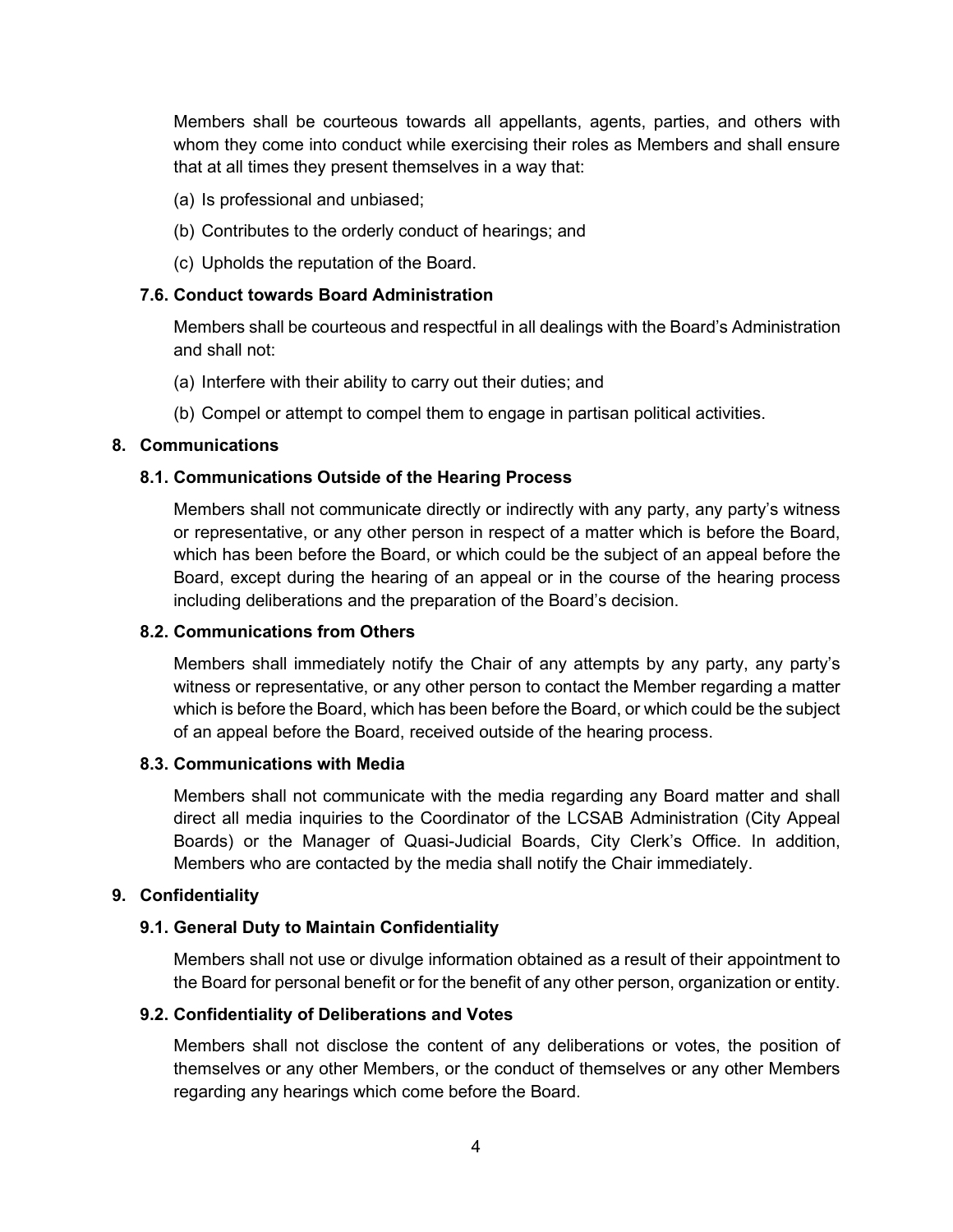Members shall be courteous towards all appellants, agents, parties, and others with whom they come into conduct while exercising their roles as Members and shall ensure that at all times they present themselves in a way that:

(a) Is professional and unbiased;

(b) Contributes to the orderly conduct of hearings; and

(c) Upholds the reputation of the Board.

### 7.6. Conduct towards Board Administration

Members shall be courteous and respectful in all dealings with the Board's Administration and shall not:

(a) Interfere with their ability to carry out their duties; and

(b) Compel or attempt to compel them to engage in partisan political activities.

## 8. Communications

### 8.1. Communications Outside of the Hearing Process

Members shall not communicate directly or indirectly with any party, any party's witness or representative, or any other person in respect of a matter which is before the Board, which has been before the Board, or which could be the subject of an appeal before the Board, except during the hearing of an appeal or in the course of the hearing process including deliberations and the preparation of the Board's decision.

### 8.2. Communications from Others

Members shall immediately notify the Chair of any attempts by any party, any party's witness or representative, or any other person to contact the Member regarding a matter which is before the Board, which has been before the Board, or which could be the subject of an appeal before the Board, received outside of the hearing process.

### 8.3. Communications with Media

Members shall not communicate with the media regarding any Board matter and shall direct all media inquiries to the Coordinator of the LCSAB Administration (City Appeal Boards) or the Manager of Quasi-Judicial Boards, City Clerk's Office. In addition, Members who are contacted by the media shall notify the Chair immediately.

## 9. Confidentiality

### 9.1. General Duty to Maintain Confidentiality

Members shall not use or divulge information obtained as a result of their appointment to the Board for personal benefit or for the benefit of any other person, organization or entity.

### 9.2. Confidentiality of Deliberations and Votes

Members shall not disclose the content of any deliberations or votes, the position of themselves or any other Members, or the conduct of themselves or any other Members regarding any hearings which come before the Board.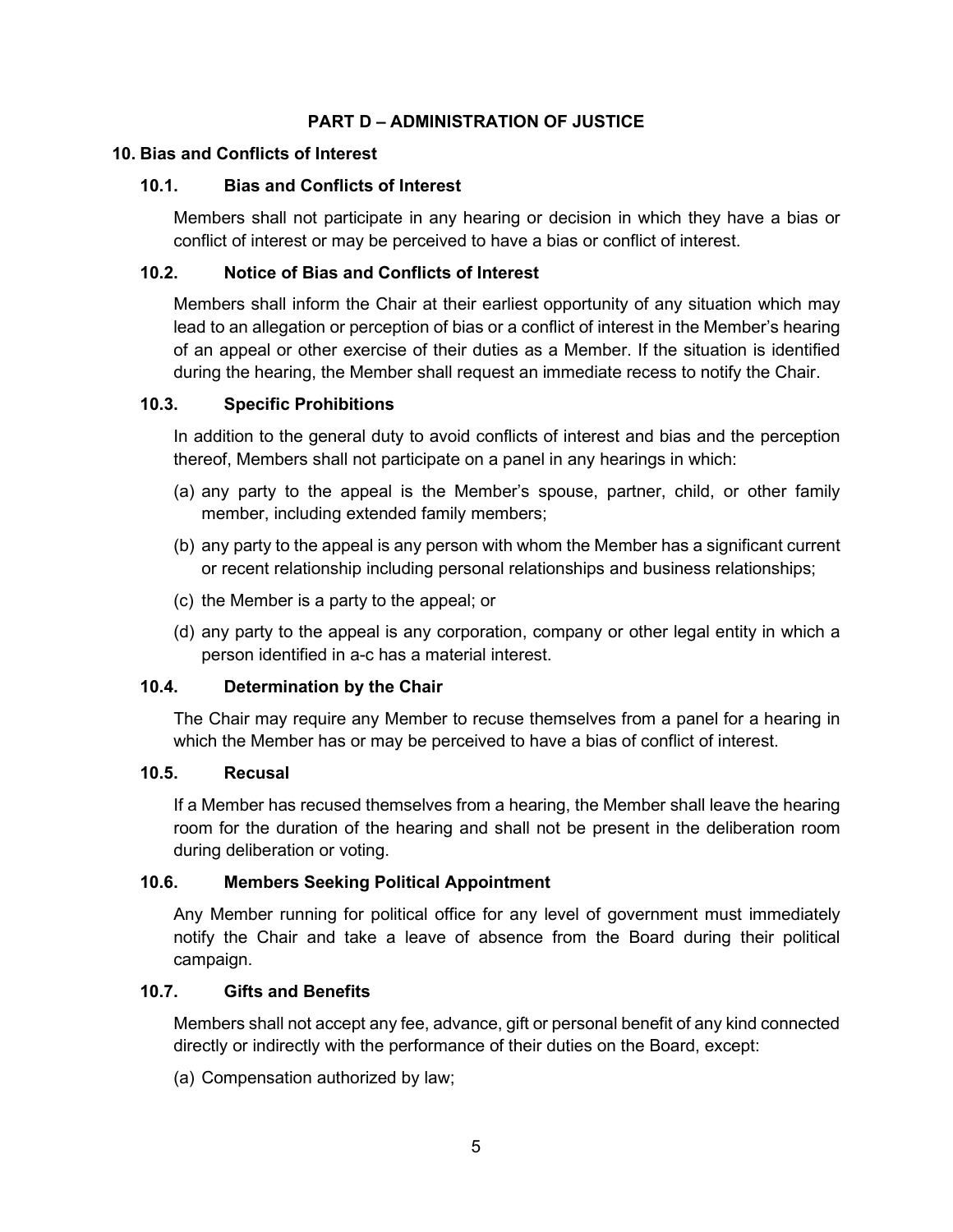## PART D – ADMINISTRATION OF JUSTICE

### 10. Bias and Conflicts of Interest

#### 10.1. Bias and Conflicts of Interest

Members shall not participate in any hearing or decision in which they have a bias or conflict of interest or may be perceived to have a bias or conflict of interest.

#### 10.2. Notice of Bias and Conflicts of Interest

Members shall inform the Chair at their earliest opportunity of any situation which may lead to an allegation or perception of bias or a conflict of interest in the Member's hearing of an appeal or other exercise of their duties as a Member. If the situation is identified during the hearing, the Member shall request an immediate recess to notify the Chair.

#### 10.3. Specific Prohibitions

In addition to the general duty to avoid conflicts of interest and bias and the perception thereof, Members shall not participate on a panel in any hearings in which:

(a) any party to the appeal is the Member's spouse, partner, child, or other family member, including extended family members;

(b) any party to the appeal is any person with whom the Member has a significant current or recent relationship including personal relationships and business relationships;

(c) the Member is a party to the appeal; or

(d) any party to the appeal is any corporation, company or other legal entity in which a person identified in a-c has a material interest.

#### 10.4. Determination by the Chair

The Chair may require any Member to recuse themselves from a panel for a hearing in which the Member has or may be perceived to have a bias of conflict of interest.

#### 10.5. Recusal

If a Member has recused themselves from a hearing, the Member shall leave the hearing room for the duration of the hearing and shall not be present in the deliberation room during deliberation or voting.

#### 10.6. Members Seeking Political Appointment

Any Member running for political office for any level of government must immediately notify the Chair and take a leave of absence from the Board during their political campaign.

#### 10.7. Gifts and Benefits

Members shall not accept any fee, advance, gift or personal benefit of any kind connected directly or indirectly with the performance of their duties on the Board, except:

(a) Compensation authorized by law;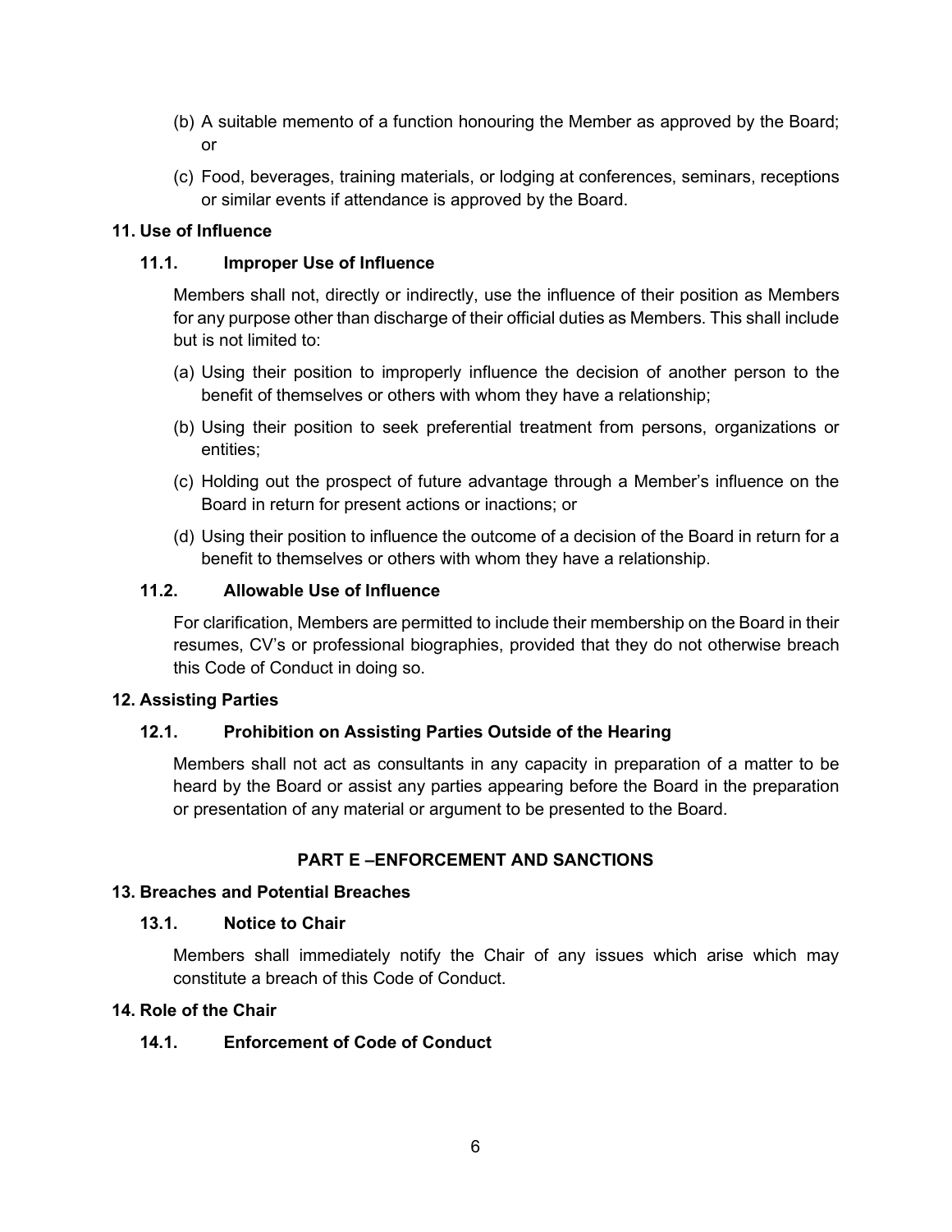(b) A suitable memento of a function honouring the Member as approved by the Board; or

(c) Food, beverages, training materials, or lodging at conferences, seminars, receptions or similar events if attendance is approved by the Board.

## 11. Use of Influence

### 11.1. Improper Use of Influence

Members shall not, directly or indirectly, use the influence of their position as Members for any purpose other than discharge of their official duties as Members. This shall include but is not limited to:

(a) Using their position to improperly influence the decision of another person to the benefit of themselves or others with whom they have a relationship;

(b) Using their position to seek preferential treatment from persons, organizations or entities;

(c) Holding out the prospect of future advantage through a Member's influence on the Board in return for present actions or inactions; or

(d) Using their position to influence the outcome of a decision of the Board in return for a benefit to themselves or others with whom they have a relationship.

### 11.2. Allowable Use of Influence

For clarification, Members are permitted to include their membership on the Board in their resumes, CV's or professional biographies, provided that they do not otherwise breach this Code of Conduct in doing so.

## 12. Assisting Parties

### 12.1. Prohibition on Assisting Parties Outside of the Hearing

Members shall not act as consultants in any capacity in preparation of a matter to be heard by the Board or assist any parties appearing before the Board in the preparation or presentation of any material or argument to be presented to the Board.

# PART E –ENFORCEMENT AND SANCTIONS

## 13. Breaches and Potential Breaches

### 13.1. Notice to Chair

Members shall immediately notify the Chair of any issues which arise which may constitute a breach of this Code of Conduct.

## 14. Role of the Chair

### 14.1. Enforcement of Code of Conduct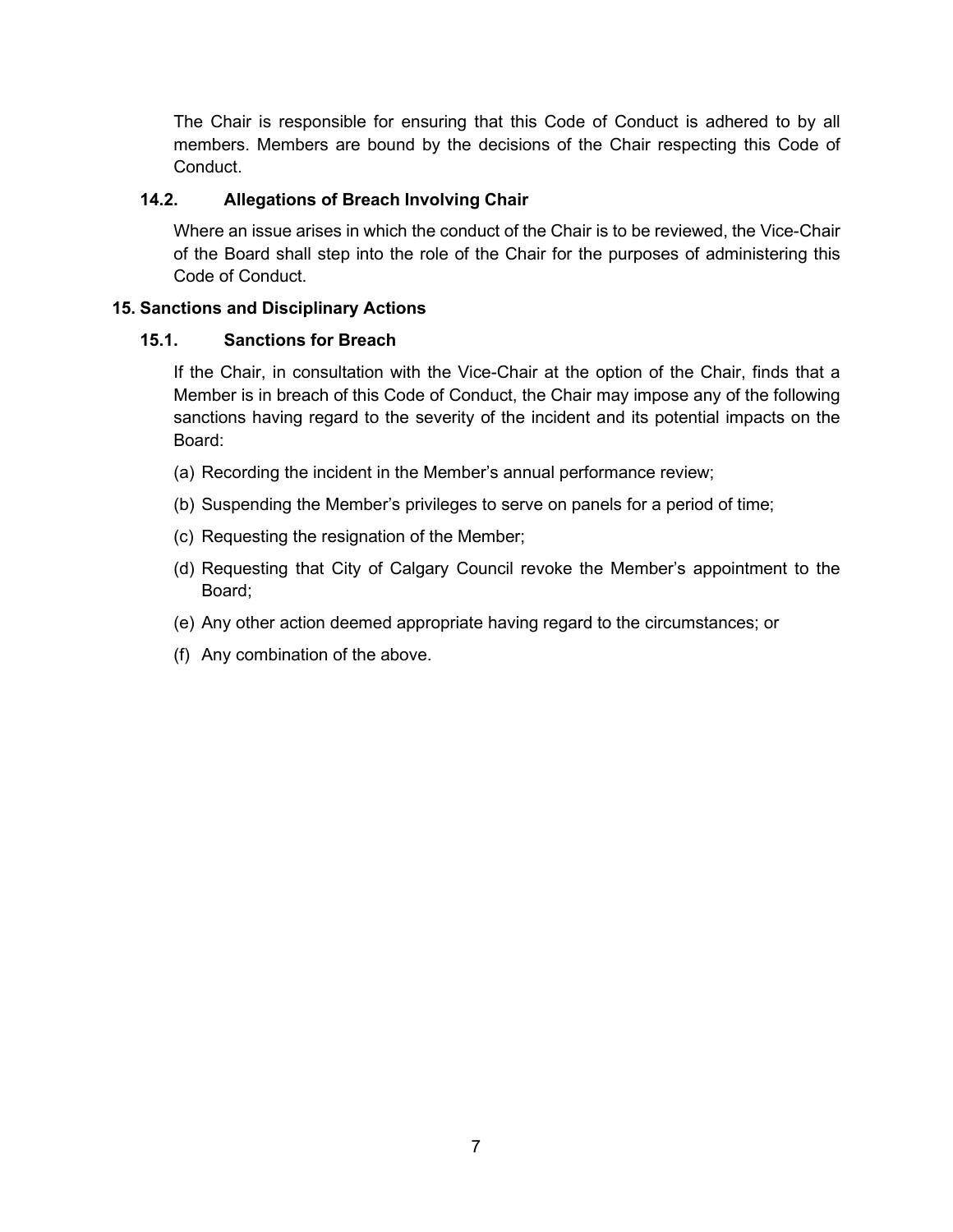The Chair is responsible for ensuring that this Code of Conduct is adhered to by all members. Members are bound by the decisions of the Chair respecting this Code of Conduct.

### 14.2. Allegations of Breach Involving Chair

Where an issue arises in which the conduct of the Chair is to be reviewed, the Vice-Chair of the Board shall step into the role of the Chair for the purposes of administering this Code of Conduct.

## 15. Sanctions and Disciplinary Actions

### 15.1. Sanctions for Breach

If the Chair, in consultation with the Vice-Chair at the option of the Chair, finds that a Member is in breach of this Code of Conduct, the Chair may impose any of the following sanctions having regard to the severity of the incident and its potential impacts on the Board:

(a) Recording the incident in the Member's annual performance review;

(b) Suspending the Member's privileges to serve on panels for a period of time;

(c) Requesting the resignation of the Member;

(d) Requesting that City of Calgary Council revoke the Member's appointment to the Board;

(e) Any other action deemed appropriate having regard to the circumstances; or

(f) Any combination of the above.